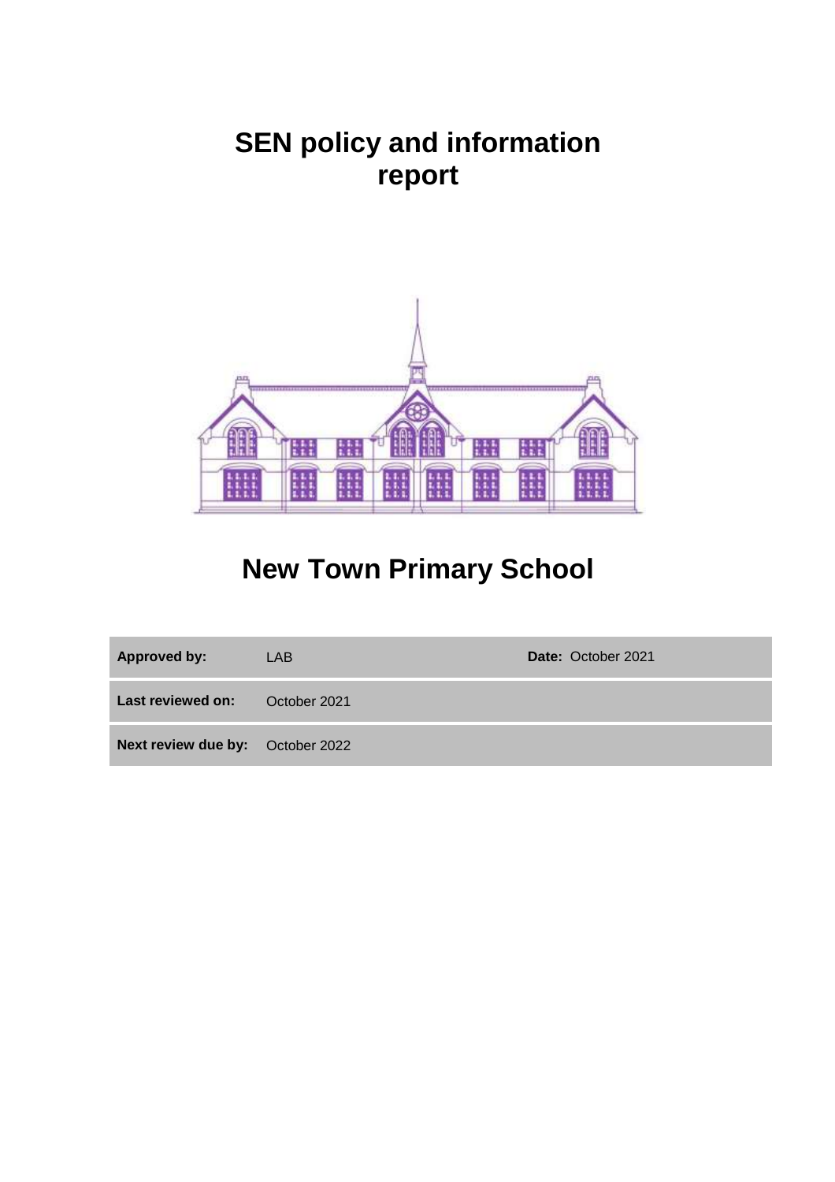# SEN policy and information report

# New Town Primary School

| **Approved by:** | LAB | **Date:** October 2021 |
|---|---|---|
| **Last reviewed on:** | October 2021 | |
| **Next review due by:** | October 2022 | |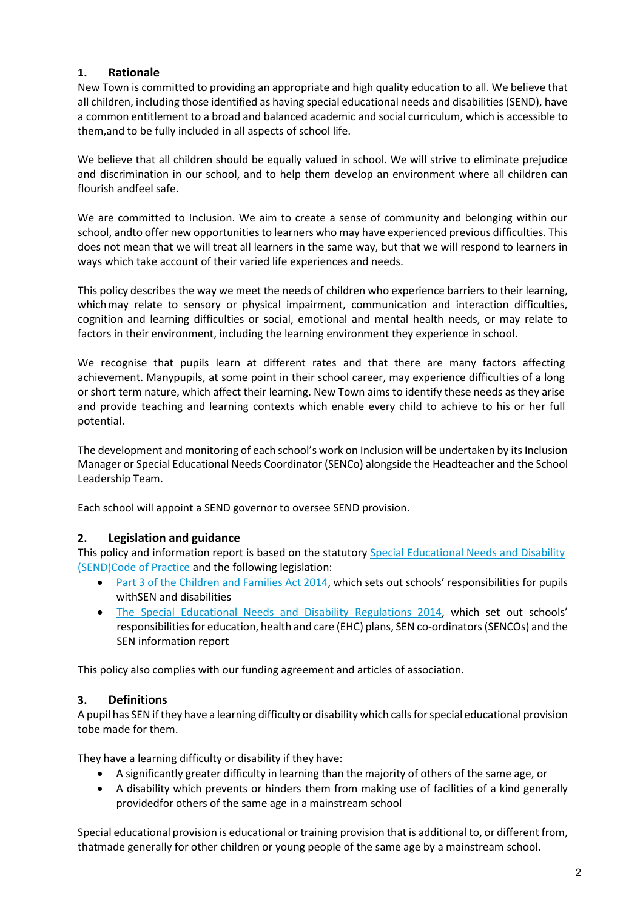## 1. Rationale

New Town is committed to providing an appropriate and high quality education to all. We believe that all children, including those identified as having special educational needs and disabilities (SEND), have a common entitlement to a broad and balanced academic and social curriculum, which is accessible to them,and to be fully included in all aspects of school life.

We believe that all children should be equally valued in school. We will strive to eliminate prejudice and discrimination in our school, and to help them develop an environment where all children can flourish andfeel safe.

We are committed to Inclusion. We aim to create a sense of community and belonging within our school, andto offer new opportunities to learners who may have experienced previous difficulties. This does not mean that we will treat all learners in the same way, but that we will respond to learners in ways which take account of their varied life experiences and needs.

This policy describes the way we meet the needs of children who experience barriers to their learning, which may relate to sensory or physical impairment, communication and interaction difficulties, cognition and learning difficulties or social, emotional and mental health needs, or may relate to factors in their environment, including the learning environment they experience in school.

We recognise that pupils learn at different rates and that there are many factors affecting achievement. Manypupils, at some point in their school career, may experience difficulties of a long or short term nature, which affect their learning. New Town aims to identify these needs as they arise and provide teaching and learning contexts which enable every child to achieve to his or her full potential.

The development and monitoring of each school's work on Inclusion will be undertaken by its Inclusion Manager or Special Educational Needs Coordinator (SENCo) alongside the Headteacher and the School Leadership Team.

Each school will appoint a SEND governor to oversee SEND provision.

## 2. Legislation and guidance

This policy and information report is based on the statutory Special Educational Needs and Disability (SEND)Code of Practice and the following legislation:

- Part 3 of the Children and Families Act 2014, which sets out schools' responsibilities for pupils withSEN and disabilities
- The Special Educational Needs and Disability Regulations 2014, which set out schools' responsibilities for education, health and care (EHC) plans, SEN co-ordinators (SENCOs) and the SEN information report

This policy also complies with our funding agreement and articles of association.

## 3. Definitions

A pupil has SEN if they have a learning difficulty or disability which calls for special educational provision tobe made for them.

They have a learning difficulty or disability if they have:

- A significantly greater difficulty in learning than the majority of others of the same age, or
- A disability which prevents or hinders them from making use of facilities of a kind generally providedfor others of the same age in a mainstream school

Special educational provision is educational or training provision that is additional to, or different from, thatmade generally for other children or young people of the same age by a mainstream school.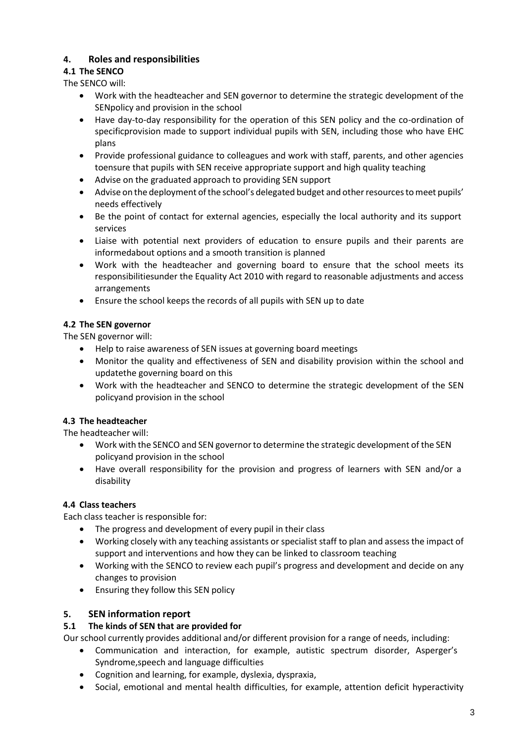## 4. Roles and responsibilities

### 4.1 The SENCO

The SENCO will:

- Work with the headteacher and SEN governor to determine the strategic development of the SENpolicy and provision in the school
- Have day-to-day responsibility for the operation of this SEN policy and the co-ordination of specificprovision made to support individual pupils with SEN, including those who have EHC plans
- Provide professional guidance to colleagues and work with staff, parents, and other agencies toensure that pupils with SEN receive appropriate support and high quality teaching
- Advise on the graduated approach to providing SEN support
- Advise on the deployment of the school's delegated budget and other resources to meet pupils' needs effectively
- Be the point of contact for external agencies, especially the local authority and its support services
- Liaise with potential next providers of education to ensure pupils and their parents are informedabout options and a smooth transition is planned
- Work with the headteacher and governing board to ensure that the school meets its responsibilitiesunder the Equality Act 2010 with regard to reasonable adjustments and access arrangements
- Ensure the school keeps the records of all pupils with SEN up to date

### 4.2 The SEN governor

The SEN governor will:

- Help to raise awareness of SEN issues at governing board meetings
- Monitor the quality and effectiveness of SEN and disability provision within the school and updatethe governing board on this
- Work with the headteacher and SENCO to determine the strategic development of the SEN policyand provision in the school

### 4.3 The headteacher

The headteacher will:

- Work with the SENCO and SEN governor to determine the strategic development of the SEN policyand provision in the school
- Have overall responsibility for the provision and progress of learners with SEN and/or a disability

### 4.4 Class teachers

Each class teacher is responsible for:

- The progress and development of every pupil in their class
- Working closely with any teaching assistants or specialist staff to plan and assess the impact of support and interventions and how they can be linked to classroom teaching
- Working with the SENCO to review each pupil's progress and development and decide on any changes to provision
- Ensuring they follow this SEN policy

## 5. SEN information report

### 5.1 The kinds of SEN that are provided for

Our school currently provides additional and/or different provision for a range of needs, including:

- Communication and interaction, for example, autistic spectrum disorder, Asperger's Syndrome,speech and language difficulties
- Cognition and learning, for example, dyslexia, dyspraxia,
- Social, emotional and mental health difficulties, for example, attention deficit hyperactivity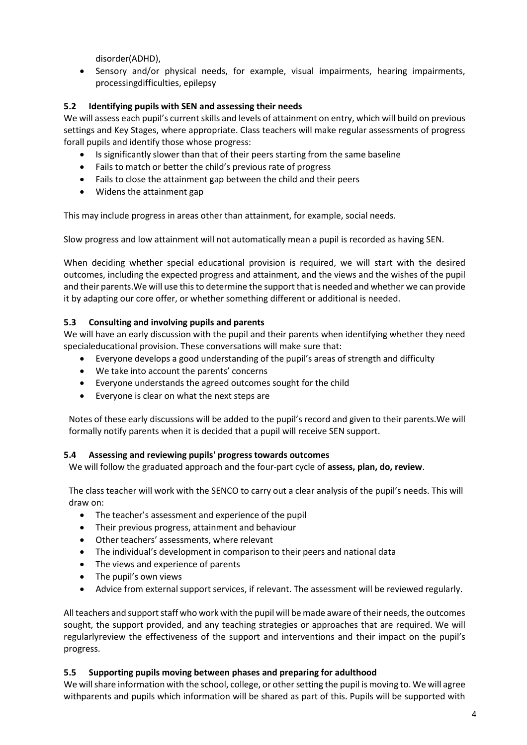disorder(ADHD),

- Sensory and/or physical needs, for example, visual impairments, hearing impairments, processingdifficulties, epilepsy

### 5.2 Identifying pupils with SEN and assessing their needs

We will assess each pupil's current skills and levels of attainment on entry, which will build on previous settings and Key Stages, where appropriate. Class teachers will make regular assessments of progress forall pupils and identify those whose progress:

- Is significantly slower than that of their peers starting from the same baseline
- Fails to match or better the child's previous rate of progress
- Fails to close the attainment gap between the child and their peers
- Widens the attainment gap

This may include progress in areas other than attainment, for example, social needs.

Slow progress and low attainment will not automatically mean a pupil is recorded as having SEN.

When deciding whether special educational provision is required, we will start with the desired outcomes, including the expected progress and attainment, and the views and the wishes of the pupil and their parents.We will use this to determine the support that is needed and whether we can provide it by adapting our core offer, or whether something different or additional is needed.

### 5.3 Consulting and involving pupils and parents

We will have an early discussion with the pupil and their parents when identifying whether they need specialeducational provision. These conversations will make sure that:

- Everyone develops a good understanding of the pupil's areas of strength and difficulty
- We take into account the parents' concerns
- Everyone understands the agreed outcomes sought for the child
- Everyone is clear on what the next steps are

Notes of these early discussions will be added to the pupil's record and given to their parents.We will formally notify parents when it is decided that a pupil will receive SEN support.

### 5.4 Assessing and reviewing pupils' progress towards outcomes

We will follow the graduated approach and the four-part cycle of **assess, plan, do, review**.

The class teacher will work with the SENCO to carry out a clear analysis of the pupil's needs. This will draw on:

- The teacher's assessment and experience of the pupil
- Their previous progress, attainment and behaviour
- Other teachers' assessments, where relevant
- The individual's development in comparison to their peers and national data
- The views and experience of parents
- The pupil's own views
- Advice from external support services, if relevant. The assessment will be reviewed regularly.

All teachers and support staff who work with the pupil will be made aware of their needs, the outcomes sought, the support provided, and any teaching strategies or approaches that are required. We will regularlyreview the effectiveness of the support and interventions and their impact on the pupil's progress.

### 5.5 Supporting pupils moving between phases and preparing for adulthood

We will share information with the school, college, or other setting the pupil is moving to. We will agree withparents and pupils which information will be shared as part of this. Pupils will be supported with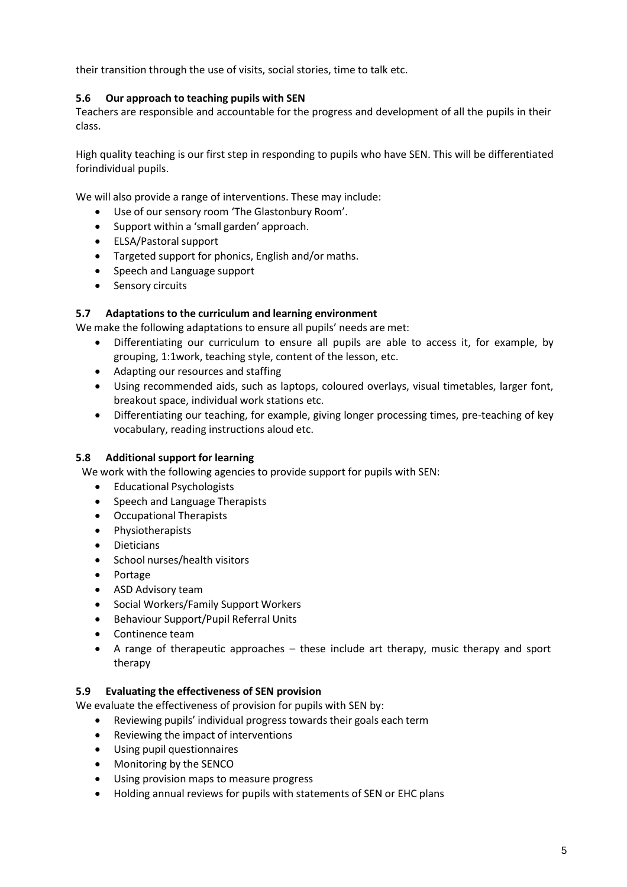their transition through the use of visits, social stories, time to talk etc.

### 5.6 Our approach to teaching pupils with SEN

Teachers are responsible and accountable for the progress and development of all the pupils in their class.

High quality teaching is our first step in responding to pupils who have SEN. This will be differentiated forindividual pupils.

We will also provide a range of interventions. These may include:

- Use of our sensory room 'The Glastonbury Room'.
- Support within a 'small garden' approach.
- ELSA/Pastoral support
- Targeted support for phonics, English and/or maths.
- Speech and Language support
- Sensory circuits

### 5.7 Adaptations to the curriculum and learning environment

We make the following adaptations to ensure all pupils' needs are met:

- Differentiating our curriculum to ensure all pupils are able to access it, for example, by grouping, 1:1work, teaching style, content of the lesson, etc.
- Adapting our resources and staffing
- Using recommended aids, such as laptops, coloured overlays, visual timetables, larger font, breakout space, individual work stations etc.
- Differentiating our teaching, for example, giving longer processing times, pre-teaching of key vocabulary, reading instructions aloud etc.

### 5.8 Additional support for learning

We work with the following agencies to provide support for pupils with SEN:

- Educational Psychologists
- Speech and Language Therapists
- Occupational Therapists
- Physiotherapists
- Dieticians
- School nurses/health visitors
- Portage
- ASD Advisory team
- Social Workers/Family Support Workers
- Behaviour Support/Pupil Referral Units
- Continence team
- A range of therapeutic approaches – these include art therapy, music therapy and sport therapy

### 5.9 Evaluating the effectiveness of SEN provision

We evaluate the effectiveness of provision for pupils with SEN by:

- Reviewing pupils' individual progress towards their goals each term
- Reviewing the impact of interventions
- Using pupil questionnaires
- Monitoring by the SENCO
- Using provision maps to measure progress
- Holding annual reviews for pupils with statements of SEN or EHC plans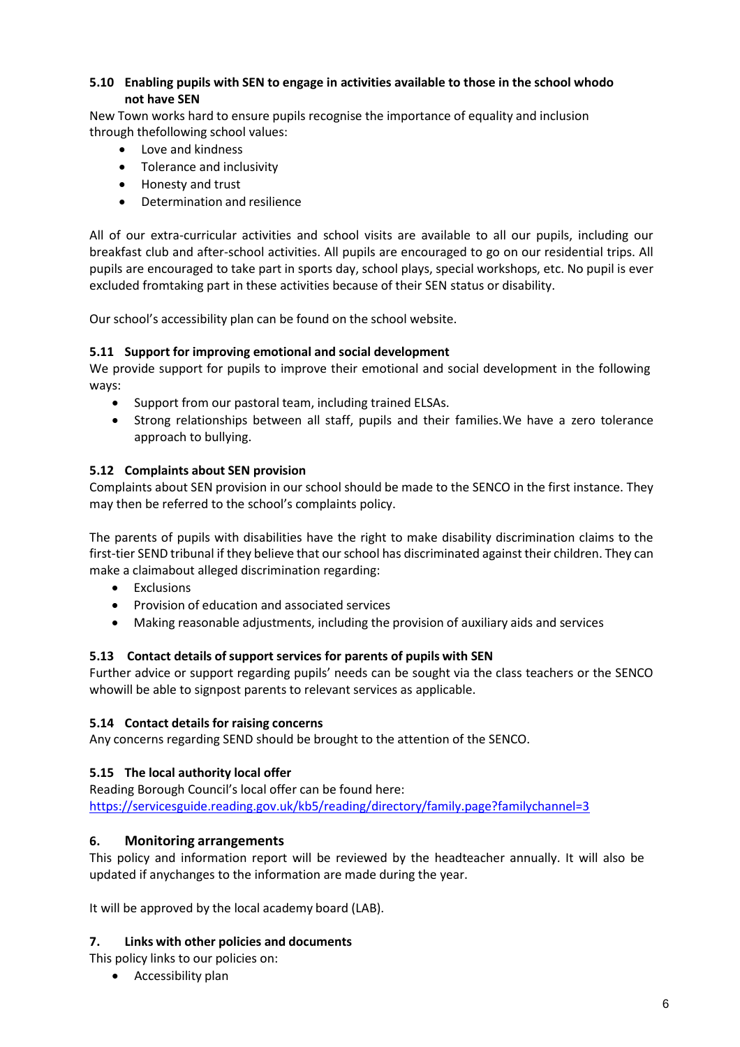### 5.10 Enabling pupils with SEN to engage in activities available to those in the school whodo not have SEN

New Town works hard to ensure pupils recognise the importance of equality and inclusion through thefollowing school values:

- Love and kindness
- Tolerance and inclusivity
- Honesty and trust
- Determination and resilience

All of our extra-curricular activities and school visits are available to all our pupils, including our breakfast club and after-school activities. All pupils are encouraged to go on our residential trips. All pupils are encouraged to take part in sports day, school plays, special workshops, etc. No pupil is ever excluded fromtaking part in these activities because of their SEN status or disability.

Our school's accessibility plan can be found on the school website.

### 5.11 Support for improving emotional and social development

We provide support for pupils to improve their emotional and social development in the following ways:

- Support from our pastoral team, including trained ELSAs.
- Strong relationships between all staff, pupils and their families.We have a zero tolerance approach to bullying.

### 5.12 Complaints about SEN provision

Complaints about SEN provision in our school should be made to the SENCO in the first instance. They may then be referred to the school's complaints policy.

The parents of pupils with disabilities have the right to make disability discrimination claims to the first-tier SEND tribunal if they believe that our school has discriminated against their children. They can make a claimabout alleged discrimination regarding:

- Exclusions
- Provision of education and associated services
- Making reasonable adjustments, including the provision of auxiliary aids and services

### 5.13 Contact details of support services for parents of pupils with SEN

Further advice or support regarding pupils' needs can be sought via the class teachers or the SENCO whowill be able to signpost parents to relevant services as applicable.

### 5.14 Contact details for raising concerns

Any concerns regarding SEND should be brought to the attention of the SENCO.

### 5.15 The local authority local offer

Reading Borough Council's local offer can be found here:
https://servicesguide.reading.gov.uk/kb5/reading/directory/family.page?familychannel=3

## 6. Monitoring arrangements

This policy and information report will be reviewed by the headteacher annually. It will also be updated if anychanges to the information are made during the year.

It will be approved by the local academy board (LAB).

## 7. Links with other policies and documents

This policy links to our policies on:

- Accessibility plan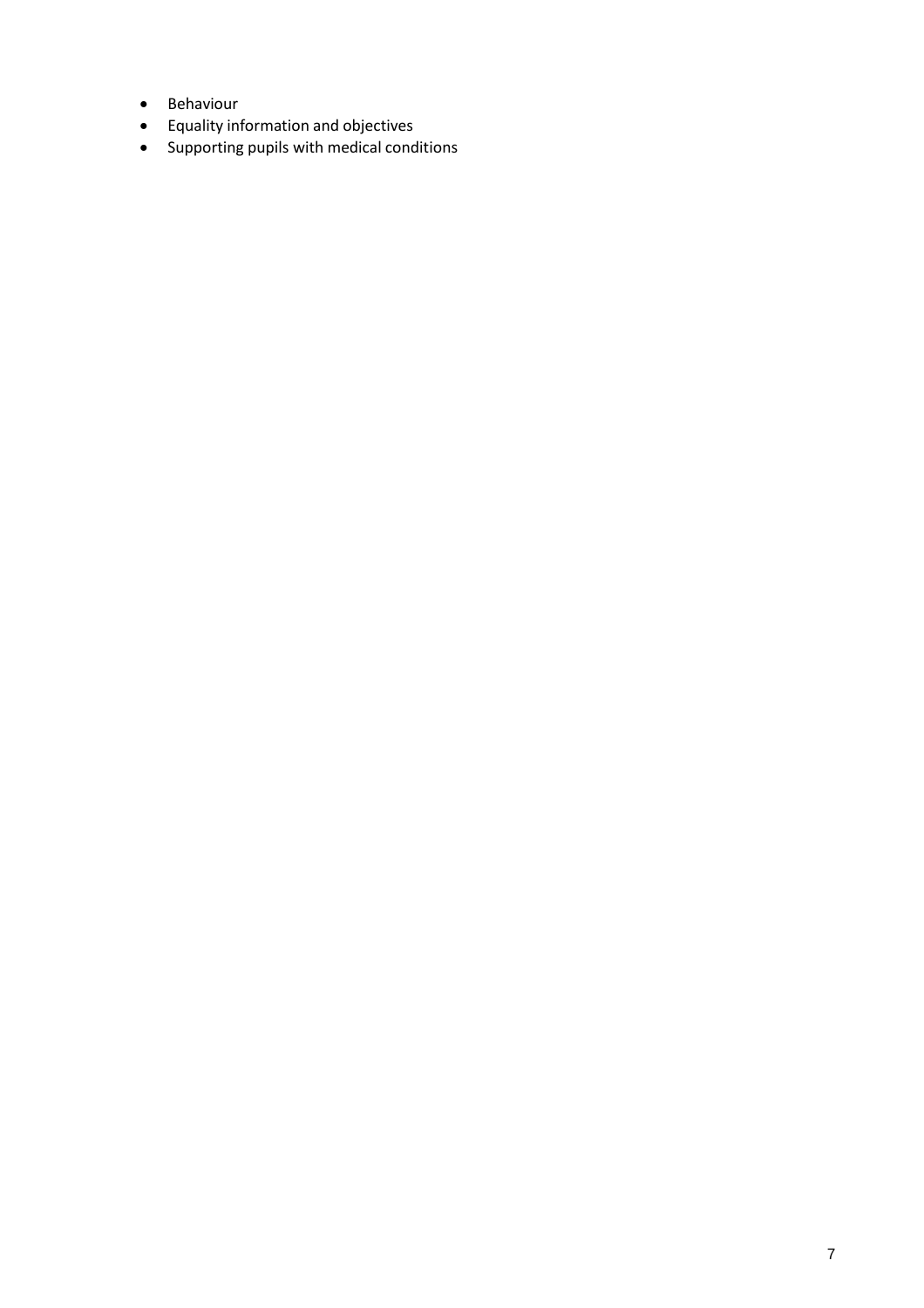- Behaviour
- Equality information and objectives
- Supporting pupils with medical conditions